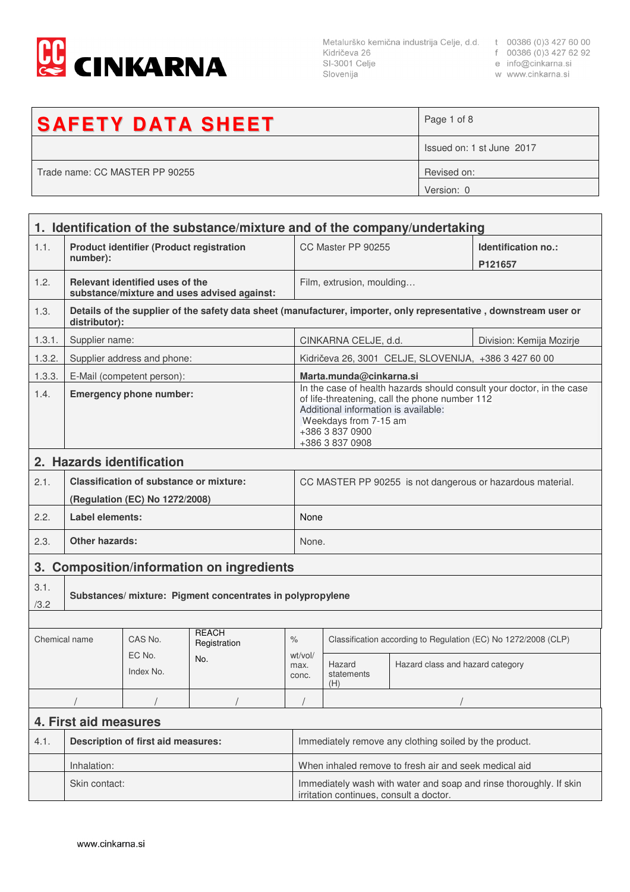CINKARNA

Metalurško kemična industrija Celje, d.d.
Kidričeva 26
SI-3001 Celje
Slovenija

t 00386 (0)3 427 60 00
f 00386 (0)3 427 62 92
e info@cinkarna.si
w www.cinkarna.si

| **SAFETY DATA SHEET** | Page 1 of 8 |
|---|---|
| | Issued on: 1 st June 2017 |
| Trade name: CC MASTER PP 90255 | Revised on: |
| | Version: 0 |

## 1. Identification of the substance/mixture and of the company/undertaking

| | | | |
|---|---|---|---|
| 1.1. | **Product identifier (Product registration number):** | CC Master PP 90255 | **Identification no.:** **P121657** |
| 1.2. | **Relevant identified uses of the substance/mixture and uses advised against:** | Film, extrusion, moulding… | |
| 1.3. | **Details of the supplier of the safety data sheet (manufacturer, importer, only representative , downstream user or distributor):** | | |
| 1.3.1. | Supplier name: | CINKARNA CELJE, d.d. | Division: Kemija Mozirje |
| 1.3.2. | Supplier address and phone: | Kidričeva 26, 3001 CELJE, SLOVENIJA, +386 3 427 60 00 | |
| 1.3.3. | E-Mail (competent person): | **Marta.munda@cinkarna.si** | |
| 1.4. | **Emergency phone number:** | In the case of health hazards should consult your doctor, in the case of life-threatening, call the phone number 112<br>Additional information is available:<br>Weekdays from 7-15 am<br>+386 3 837 0900<br>+386 3 837 0908 | |

## 2. Hazards identification

| | | |
|---|---|---|
| 2.1. | **Classification of substance or mixture:** **(Regulation (EC) No 1272/2008)** | CC MASTER PP 90255 is not dangerous or hazardous material. |
| 2.2. | **Label elements:** | None |
| 2.3. | **Other hazards:** | None. |

## 3. Composition/information on ingredients

3.1./3.2 **Substances/ mixture: Pigment concentrates in polypropylene**

| Chemical name | CAS No. EC No. Index No. | REACH Registration No. | % wt/vol/ max. conc. | Classification according to Regulation (EC) No 1272/2008 (CLP) | |
|---|---|---|---|---|---|
| | | | | Hazard statements (H) | Hazard class and hazard category |
| / | / | / | / | / | |

## 4. First aid measures

| | | |
|---|---|---|
| 4.1. | **Description of first aid measures:** | Immediately remove any clothing soiled by the product. |
| | Inhalation: | When inhaled remove to fresh air and seek medical aid |
| | Skin contact: | Immediately wash with water and soap and rinse thoroughly. If skin irritation continues, consult a doctor. |

www.cinkarna.si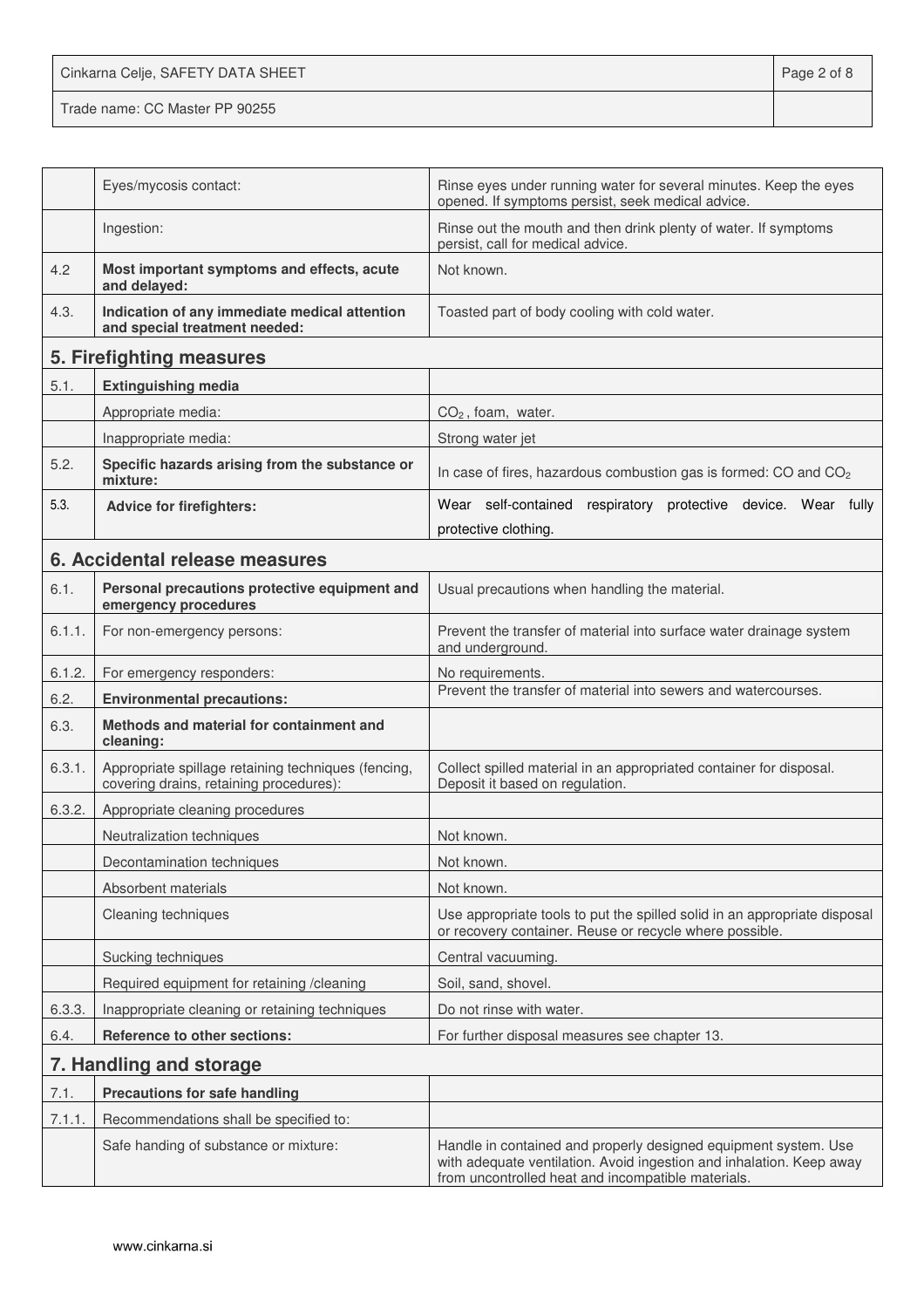| | | |
|---|---|---|
| | Eyes/mycosis contact: | Rinse eyes under running water for several minutes. Keep the eyes opened. If symptoms persist, seek medical advice. |
| | Ingestion: | Rinse out the mouth and then drink plenty of water. If symptoms persist, call for medical advice. |
| 4.2 | **Most important symptoms and effects, acute and delayed:** | Not known. |
| 4.3. | **Indication of any immediate medical attention and special treatment needed:** | Toasted part of body cooling with cold water. |

## 5. Firefighting measures

| | | |
|---|---|---|
| 5.1. | **Extinguishing media** | |
| | Appropriate media: | $CO_2$, foam, water. |
| | Inappropriate media: | Strong water jet |
| 5.2. | **Specific hazards arising from the substance or mixture:** | In case of fires, hazardous combustion gas is formed: CO and $CO_2$ |
| 5.3. | **Advice for firefighters:** | Wear self-contained respiratory protective device. Wear fully protective clothing. |

## 6. Accidental release measures

| | | |
|---|---|---|
| 6.1. | **Personal precautions protective equipment and emergency procedures** | Usual precautions when handling the material. |
| 6.1.1. | For non-emergency persons: | Prevent the transfer of material into surface water drainage system and underground. |
| 6.1.2. | For emergency responders: | No requirements. |
| 6.2. | **Environmental precautions:** | Prevent the transfer of material into sewers and watercourses. |
| 6.3. | **Methods and material for containment and cleaning:** | |
| 6.3.1. | Appropriate spillage retaining techniques (fencing, covering drains, retaining procedures): | Collect spilled material in an appropriated container for disposal. Deposit it based on regulation. |
| 6.3.2. | Appropriate cleaning procedures | |
| | Neutralization techniques | Not known. |
| | Decontamination techniques | Not known. |
| | Absorbent materials | Not known. |
| | Cleaning techniques | Use appropriate tools to put the spilled solid in an appropriate disposal or recovery container. Reuse or recycle where possible. |
| | Sucking techniques | Central vacuuming. |
| | Required equipment for retaining /cleaning | Soil, sand, shovel. |
| 6.3.3. | Inappropriate cleaning or retaining techniques | Do not rinse with water. |
| 6.4. | **Reference to other sections:** | For further disposal measures see chapter 13. |

## 7. Handling and storage

| | | |
|---|---|---|
| 7.1. | **Precautions for safe handling** | |
| 7.1.1. | Recommendations shall be specified to: | |
| | Safe handing of substance or mixture: | Handle in contained and properly designed equipment system. Use with adequate ventilation. Avoid ingestion and inhalation. Keep away from uncontrolled heat and incompatible materials. |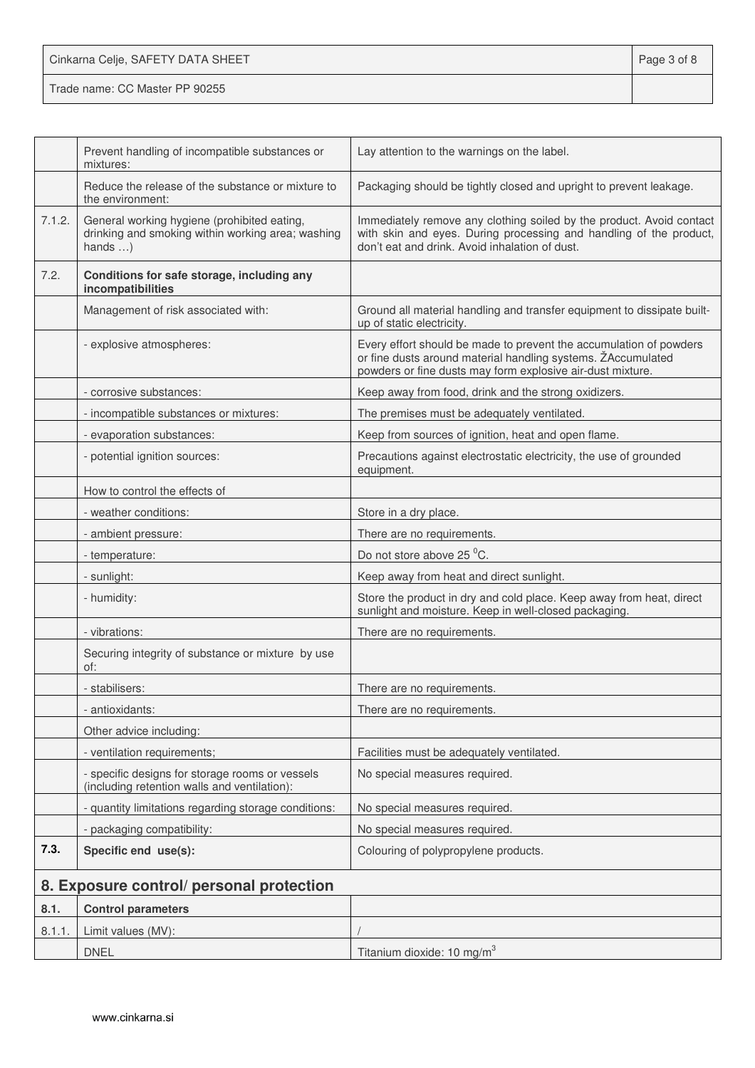|  | Prevent handling of incompatible substances or mixtures: | Lay attention to the warnings on the label. |
|---|---|---|
|  | Reduce the release of the substance or mixture to the environment: | Packaging should be tightly closed and upright to prevent leakage. |
| 7.1.2. | General working hygiene (prohibited eating, drinking and smoking within working area; washing hands …) | Immediately remove any clothing soiled by the product. Avoid contact with skin and eyes. During processing and handling of the product, don't eat and drink. Avoid inhalation of dust. |
| 7.2. | **Conditions for safe storage, including any incompatibilities** |  |
|  | Management of risk associated with: | Ground all material handling and transfer equipment to dissipate built-up of static electricity. |
|  | - explosive atmospheres: | Every effort should be made to prevent the accumulation of powders or fine dusts around material handling systems. ŽAccumulated powders or fine dusts may form explosive air-dust mixture. |
|  | - corrosive substances: | Keep away from food, drink and the strong oxidizers. |
|  | - incompatible substances or mixtures: | The premises must be adequately ventilated. |
|  | - evaporation substances: | Keep from sources of ignition, heat and open flame. |
|  | - potential ignition sources: | Precautions against electrostatic electricity, the use of grounded equipment. |
|  | How to control the effects of |  |
|  | - weather conditions: | Store in a dry place. |
|  | - ambient pressure: | There are no requirements. |
|  | - temperature: | Do not store above 25 $^0$C. |
|  | - sunlight: | Keep away from heat and direct sunlight. |
|  | - humidity: | Store the product in dry and cold place. Keep away from heat, direct sunlight and moisture. Keep in well-closed packaging. |
|  | - vibrations: | There are no requirements. |
|  | Securing integrity of substance or mixture by use of: |  |
|  | - stabilisers: | There are no requirements. |
|  | - antioxidants: | There are no requirements. |
|  | Other advice including: |  |
|  | - ventilation requirements; | Facilities must be adequately ventilated. |
|  | - specific designs for storage rooms or vessels (including retention walls and ventilation): | No special measures required. |
|  | - quantity limitations regarding storage conditions: | No special measures required. |
|  | - packaging compatibility: | No special measures required. |
| **7.3.** | **Specific end use(s):** | Colouring of polypropylene products. |

## 8. Exposure control/ personal protection

| **8.1.** | **Control parameters** |  |
|---|---|---|
| 8.1.1. | Limit values (MV): | / |
|  | DNEL | Titanium dioxide: 10 mg/m$^3$ |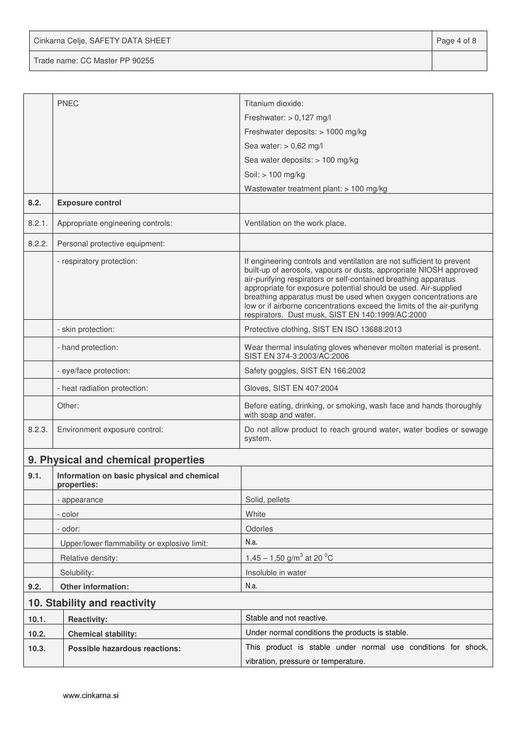|  | PNEC | Titanium dioxide:<br>Freshwater: > 0,127 mg/l<br>Freshwater deposits: > 1000 mg/kg<br>Sea water: > 0,62 mg/l<br>Sea water deposits: > 100 mg/kg<br>Soil: > 100 mg/kg<br>Wastewater treatment plant: > 100 mg/kg |
|---|---|---|
| **8.2.** | **Exposure control** |  |
| 8.2.1. | Appropriate engineering controls: | Ventilation on the work place. |
| 8.2.2. | Personal protective equipment: |  |
|  | - respiratory protection: | If engineering controls and ventilation are not sufficient to prevent built-up of aerosols, vapours or dusts, appropriate NIOSH approved air-purifying respirators or self-contained breathing apparatus appropriate for exposure potential should be used. Air-supplied breathing apparatus must be used when oxygen concentrations are low or if airborne concentrations exceed the limits of the air-purifyng respirators. Dust musk, SIST EN 140:1999/AC:2000 |
|  | - skin protection: | Protective clothing, SIST EN ISO 13688:2013 |
|  | - hand protection: | Wear thermal insulating gloves whenever molten material is present. SIST EN 374-3:2003/AC:2006 |
|  | - eye/face protection: | Safety goggles, SIST EN 166:2002 |
|  | - heat radiation protection: | Gloves, SIST EN 407:2004 |
|  | Other: | Before eating, drinking, or smoking, wash face and hands thoroughly with soap and water. |
| 8.2.3. | Environment exposure control: | Do not allow product to reach ground water, water bodies or sewage system. |

## 9. Physical and chemical properties

| **9.1.** | **Information on basic physical and chemical properties:** |  |
|---|---|---|
|  | - appearance | Solid, pellets |
|  | - color | White |
|  | - odor: | Odorles |
|  | Upper/lower flammability or explosive limit: | N.a. |
|  | Relative density: | 1,45 – 1,50 g/m$^3$ at 20 $^0$C |
|  | Solubility: | Insoluble in water |
| **9.2.** | **Other information:** | N.a. |

## 10. Stability and reactivity

| **10.1.** | **Reactivity:** | Stable and not reactive. |
|---|---|---|
| **10.2.** | **Chemical stability:** | Under normal conditions the products is stable. |
| **10.3.** | **Possible hazardous reactions:** | This product is stable under normal use conditions for shock, vibration, pressure or temperature. |

www.cinkarna.si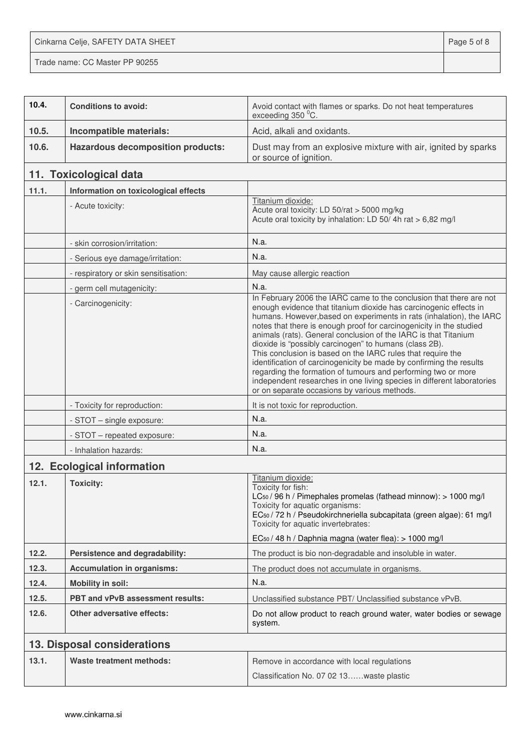| | | |
|---|---|---|
| **10.4.** | **Conditions to avoid:** | Avoid contact with flames or sparks. Do not heat temperatures exceeding 350 $^0$C. |
| **10.5.** | **Incompatible materials:** | Acid, alkali and oxidants. |
| **10.6.** | **Hazardous decomposition products:** | Dust may from an explosive mixture with air, ignited by sparks or source of ignition. |

## 11. Toxicological data

| | | |
|---|---|---|
| **11.1.** | **Information on toxicological effects** | |
| | - Acute toxicity: | Titanium dioxide:<br>Acute oral toxicity: LD 50/rat > 5000 mg/kg<br>Acute oral toxicity by inhalation: LD 50/ 4h rat > 6,82 mg/l |
| | - skin corrosion/irritation: | N.a. |
| | - Serious eye damage/irritation: | N.a. |
| | - respiratory or skin sensitisation: | May cause allergic reaction |
| | - germ cell mutagenicity: | N.a. |
| | - Carcinogenicity: | In February 2006 the IARC came to the conclusion that there are not enough evidence that titanium dioxide has carcinogenic effects in humans. However,based on experiments in rats (inhalation), the IARC notes that there is enough proof for carcinogenicity in the studied animals (rats). General conclusion of the IARC is that Titanium dioxide is "possibly carcinogen" to humans (class 2B).<br>This conclusion is based on the IARC rules that require the identification of carcinogenicity be made by confirming the results regarding the formation of tumours and performing two or more independent researches in one living species in different laboratories or on separate occasions by various methods. |
| | - Toxicity for reproduction: | It is not toxic for reproduction. |
| | - STOT – single exposure: | N.a. |
| | - STOT – repeated exposure: | N.a. |
| | - Inhalation hazards: | N.a. |

## 12. Ecological information

| | | |
|---|---|---|
| **12.1.** | **Toxicity:** | Titanium dioxide:<br>Toxicity for fish:<br>$LC_{50}$ / 96 h / Pimephales promelas (fathead minnow): > 1000 mg/l<br>Toxicity for aquatic organisms:<br>$EC_{50}$ / 72 h / Pseudokirchneriella subcapitata (green algae): 61 mg/l<br>Toxicity for aquatic invertebrates:<br>$EC_{50}$ / 48 h / Daphnia magna (water flea): > 1000 mg/l |
| **12.2.** | **Persistence and degradability:** | The product is bio non-degradable and insoluble in water. |
| **12.3.** | **Accumulation in organisms:** | The product does not accumulate in organisms. |
| **12.4.** | **Mobility in soil:** | N.a. |
| **12.5.** | **PBT and vPvB assessment results:** | Unclassified substance PBT/ Unclassified substance vPvB. |
| **12.6.** | **Other adversative effects:** | Do not allow product to reach ground water, water bodies or sewage system. |

## 13. Disposal considerations

| | | |
|---|---|---|
| **13.1.** | **Waste treatment methods:** | Remove in accordance with local regulations<br>Classification No. 07 02 13……waste plastic |

www.cinkarna.si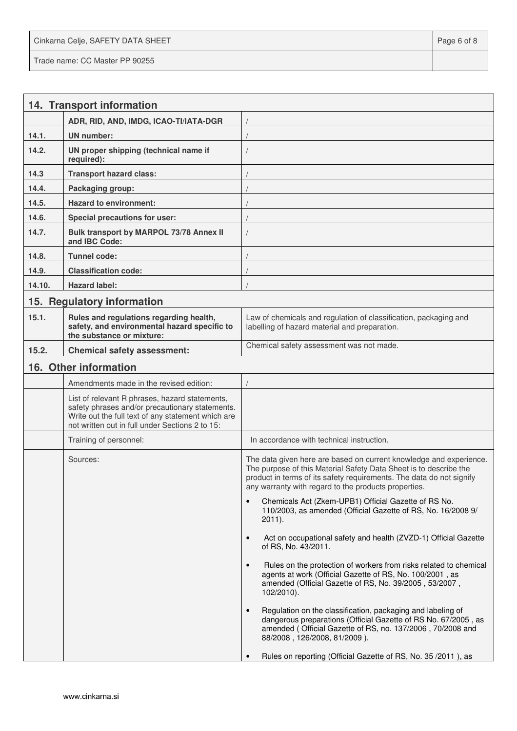## 14. Transport information

| | | |
|---|---|---|
| | **ADR, RID, AND, IMDG, ICAO-TI/IATA-DGR** | / |
| **14.1.** | **UN number:** | / |
| **14.2.** | **UN proper shipping (technical name if required):** | / |
| **14.3** | **Transport hazard class:** | / |
| **14.4.** | **Packaging group:** | / |
| **14.5.** | **Hazard to environment:** | / |
| **14.6.** | **Special precautions for user:** | / |
| **14.7.** | **Bulk transport by MARPOL 73/78 Annex II and IBC Code:** | / |
| **14.8.** | **Tunnel code:** | / |
| **14.9.** | **Classification code:** | / |
| **14.10.** | **Hazard label:** | / |

## 15. Regulatory information

| | | |
|---|---|---|
| **15.1.** | **Rules and regulations regarding health, safety, and environmental hazard specific to the substance or mixture:** | Law of chemicals and regulation of classification, packaging and labelling of hazard material and preparation. |
| **15.2.** | **Chemical safety assessment:** | Chemical safety assessment was not made. |

## 16. Other information

| | | |
|---|---|---|
| | Amendments made in the revised edition: | / |
| | List of relevant R phrases, hazard statements, safety phrases and/or precautionary statements. Write out the full text of any statement which are not written out in full under Sections 2 to 15: | |
| | Training of personnel: | In accordance with technical instruction. |
| | Sources: | The data given here are based on current knowledge and experience. The purpose of this Material Safety Data Sheet is to describe the product in terms of its safety requirements. The data do not signify any warranty with regard to the products properties.<br>• Chemicals Act (Zkem-UPB1) Official Gazette of RS No. 110/2003, as amended (Official Gazette of RS, No. 16/2008 9/ 2011).<br>• Act on occupational safety and health (ZVZD-1) Official Gazette of RS, No. 43/2011.<br>• Rules on the protection of workers from risks related to chemical agents at work (Official Gazette of RS, No. 100/2001 , as amended (Official Gazette of RS, No. 39/2005 , 53/2007 , 102/2010).<br>• Regulation on the classification, packaging and labeling of dangerous preparations (Official Gazette of RS No. 67/2005 , as amended ( Official Gazette of RS, no. 137/2006 , 70/2008 and 88/2008 , 126/2008, 81/2009 ).<br>• Rules on reporting (Official Gazette of RS, No. 35 /2011 ), as |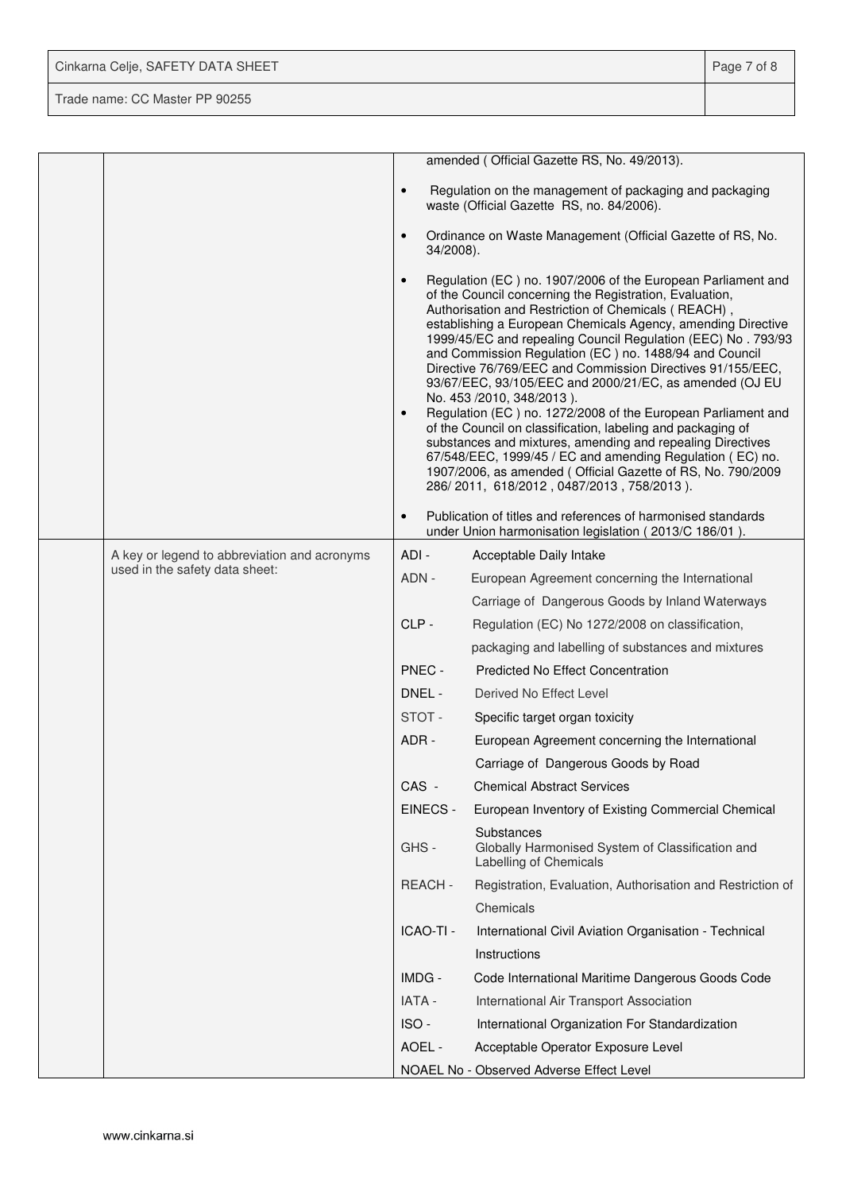| | | |
|---|---|---|
| | | amended ( Official Gazette RS, No. 49/2013).<br><br>• Regulation on the management of packaging and packaging waste (Official Gazette RS, no. 84/2006).<br><br>• Ordinance on Waste Management (Official Gazette of RS, No. 34/2008).<br><br>• Regulation (EC ) no. 1907/2006 of the European Parliament and of the Council concerning the Registration, Evaluation, Authorisation and Restriction of Chemicals ( REACH) , establishing a European Chemicals Agency, amending Directive 1999/45/EC and repealing Council Regulation (EEC) No . 793/93 and Commission Regulation (EC ) no. 1488/94 and Council Directive 76/769/EEC and Commission Directives 91/155/EEC, 93/67/EEC, 93/105/EEC and 2000/21/EC, as amended (OJ EU No. 453 /2010, 348/2013 ).<br>• Regulation (EC ) no. 1272/2008 of the European Parliament and of the Council on classification, labeling and packaging of substances and mixtures, amending and repealing Directives 67/548/EEC, 1999/45 / EC and amending Regulation ( EC) no. 1907/2006, as amended ( Official Gazette of RS, No. 790/2009 286/ 2011, 618/2012 , 0487/2013 , 758/2013 ).<br><br>• Publication of titles and references of harmonised standards under Union harmonisation legislation ( 2013/C 186/01 ). |
| | A key or legend to abbreviation and acronyms used in the safety data sheet: | ADI - Acceptable Daily Intake<br>ADN - European Agreement concerning the International Carriage of Dangerous Goods by Inland Waterways<br>CLP - Regulation (EC) No 1272/2008 on classification, packaging and labelling of substances and mixtures<br>PNEC - Predicted No Effect Concentration<br>DNEL - Derived No Effect Level<br>STOT - Specific target organ toxicity<br>ADR - European Agreement concerning the International Carriage of Dangerous Goods by Road<br>CAS - Chemical Abstract Services<br>EINECS - European Inventory of Existing Commercial Chemical Substances<br>GHS - Globally Harmonised System of Classification and Labelling of Chemicals<br>REACH - Registration, Evaluation, Authorisation and Restriction of Chemicals<br>ICAO-TI - International Civil Aviation Organisation - Technical Instructions<br>IMDG - Code International Maritime Dangerous Goods Code<br>IATA - International Air Transport Association<br>ISO - International Organization For Standardization<br>AOEL - Acceptable Operator Exposure Level<br>NOAEL No - Observed Adverse Effect Level |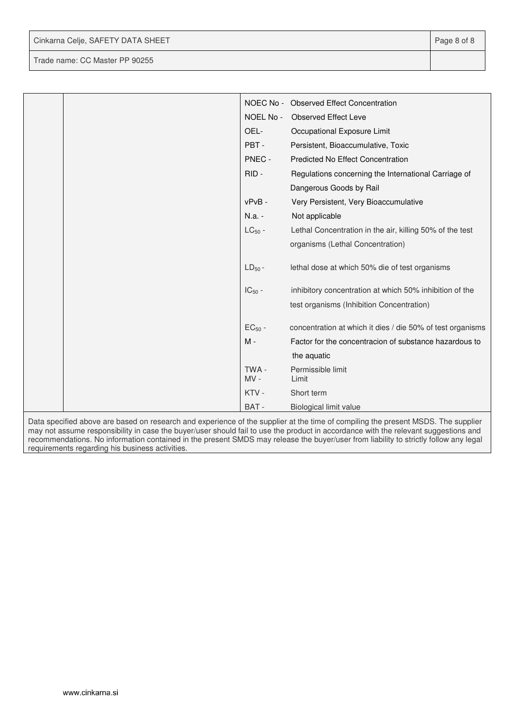| | | | |
|---|---|---|---|
| | | NOEC No - | Observed Effect Concentration |
| | | NOEL No - | Observed Effect Leve |
| | | OEL- | Occupational Exposure Limit |
| | | PBT - | Persistent, Bioaccumulative, Toxic |
| | | PNEC - | Predicted No Effect Concentration |
| | | RID - | Regulations concerning the International Carriage of Dangerous Goods by Rail |
| | | vPvB - | Very Persistent, Very Bioaccumulative |
| | | N.a. - | Not applicable |
| | | $LC_{50}$ - | Lethal Concentration in the air, killing 50% of the test organisms (Lethal Concentration) |
| | | $LD_{50}$ - | lethal dose at which 50% die of test organisms |
| | | $IC_{50}$ - | inhibitory concentration at which 50% inhibition of the test organisms (Inhibition Concentration) |
| | | $EC_{50}$ - | concentration at which it dies / die 50% of test organisms |
| | | M - | Factor for the concentracion of substance hazardous to the aquatic |
| | | TWA - | Permissible limit |
| | | MV - | Limit |
| | | KTV - | Short term |
| | | BAT - | Biological limit value |

Data specified above are based on research and experience of the supplier at the time of compiling the present MSDS. The supplier may not assume responsibility in case the buyer/user should fail to use the product in accordance with the relevant suggestions and recommendations. No information contained in the present SMDS may release the buyer/user from liability to strictly follow any legal requirements regarding his business activities.